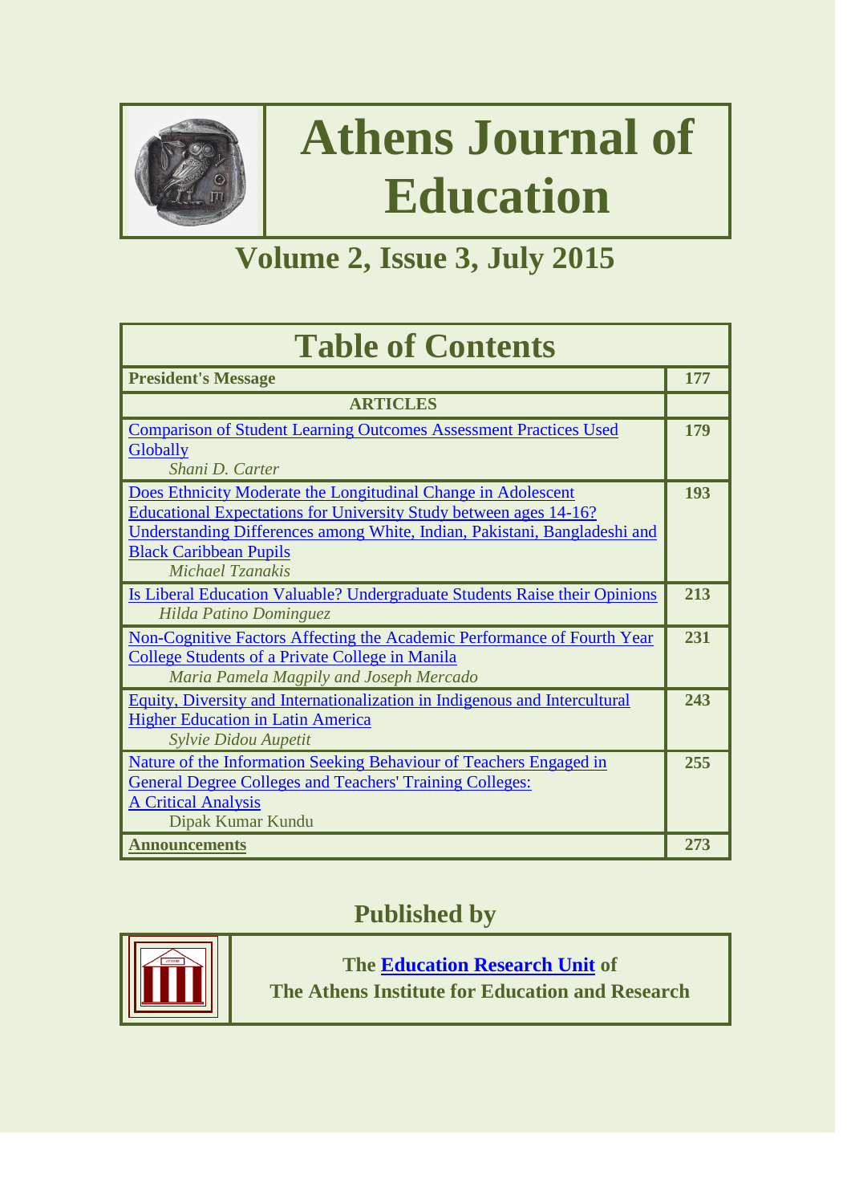# Athens Journal of Education

## Volume 2, Issue 3, July 2015

## Table of Contents

| | |
|---|---|
| **President's Message** | **177** |
| **ARTICLES** | |
| Comparison of Student Learning Outcomes Assessment Practices Used Globally<br>*Shani D. Carter* | **179** |
| Does Ethnicity Moderate the Longitudinal Change in Adolescent Educational Expectations for University Study between ages 14-16? Understanding Differences among White, Indian, Pakistani, Bangladeshi and Black Caribbean Pupils<br>*Michael Tzanakis* | **193** |
| Is Liberal Education Valuable? Undergraduate Students Raise their Opinions<br>*Hilda Patino Dominguez* | **213** |
| Non-Cognitive Factors Affecting the Academic Performance of Fourth Year College Students of a Private College in Manila<br>*Maria Pamela Magpily and Joseph Mercado* | **231** |
| Equity, Diversity and Internationalization in Indigenous and Intercultural Higher Education in Latin America<br>*Sylvie Didou Aupetit* | **243** |
| Nature of the Information Seeking Behaviour of Teachers Engaged in General Degree Colleges and Teachers' Training Colleges: A Critical Analysis<br>Dipak Kumar Kundu | **255** |
| **Announcements** | **273** |

## Published by

**The Education Research Unit of**
**The Athens Institute for Education and Research**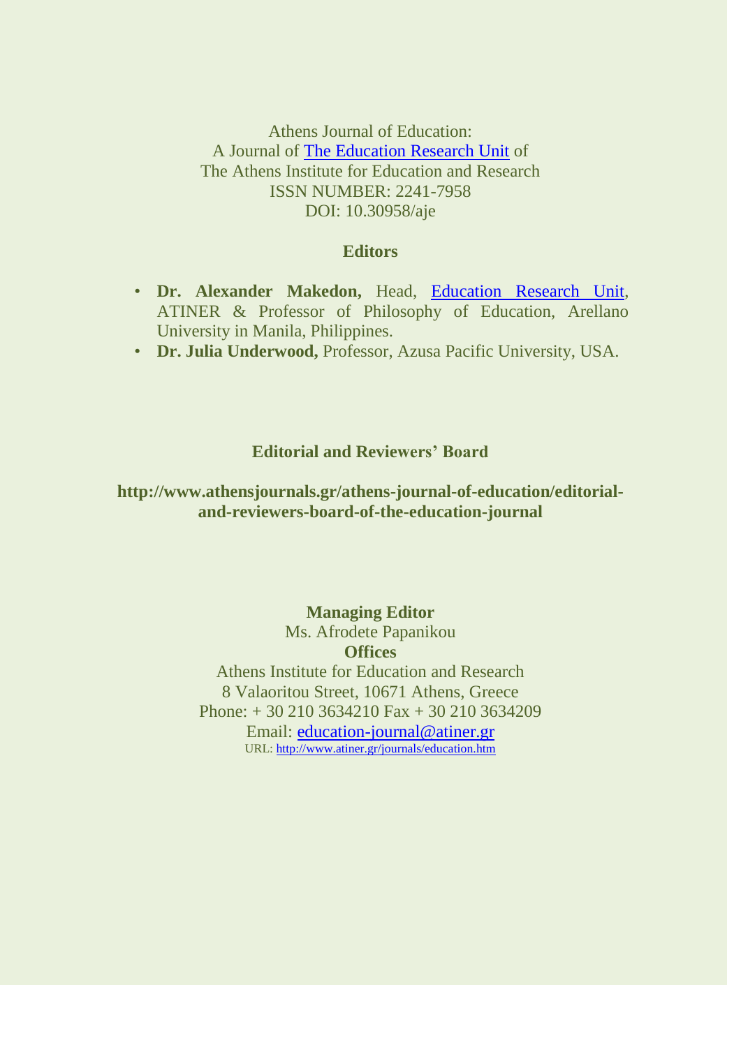Athens Journal of Education:
A Journal of The Education Research Unit of
The Athens Institute for Education and Research
ISSN NUMBER: 2241-7958
DOI: 10.30958/aje

**Editors**

- **Dr. Alexander Makedon,** Head, Education Research Unit, ATINER & Professor of Philosophy of Education, Arellano University in Manila, Philippines.
- **Dr. Julia Underwood,** Professor, Azusa Pacific University, USA.

**Editorial and Reviewers' Board**

**http://www.athensjournals.gr/athens-journal-of-education/editorial-and-reviewers-board-of-the-education-journal**

**Managing Editor**
Ms. Afrodete Papanikou
**Offices**
Athens Institute for Education and Research
8 Valaoritou Street, 10671 Athens, Greece
Phone: + 30 210 3634210 Fax + 30 210 3634209
Email: education-journal@atiner.gr
URL: http://www.atiner.gr/journals/education.htm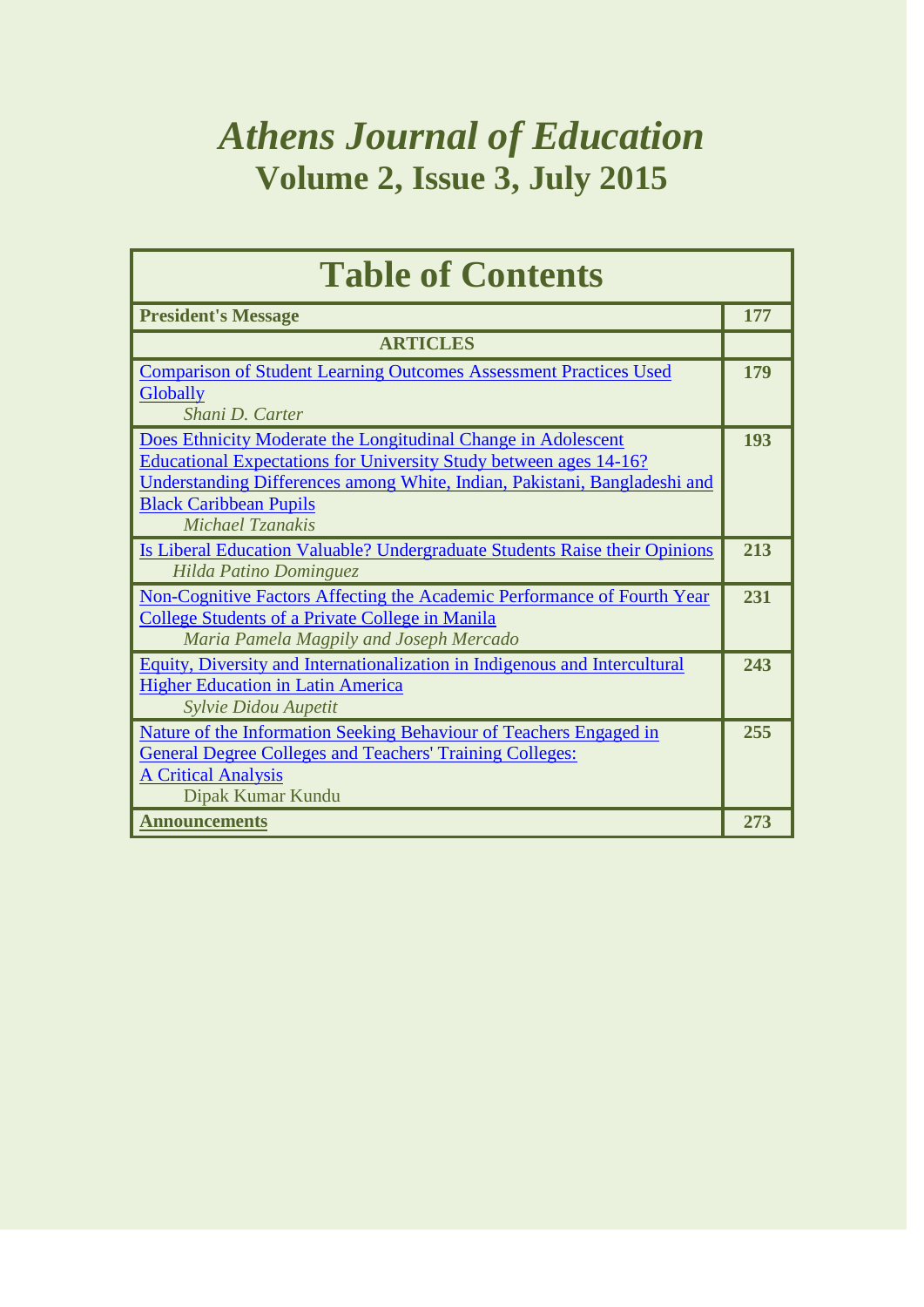# *Athens Journal of Education*
## Volume 2, Issue 3, July 2015

| Table of Contents | |
|---|---|
| **President's Message** | **177** |
| **ARTICLES** | |
| Comparison of Student Learning Outcomes Assessment Practices Used Globally<br>*Shani D. Carter* | **179** |
| Does Ethnicity Moderate the Longitudinal Change in Adolescent Educational Expectations for University Study between ages 14-16? Understanding Differences among White, Indian, Pakistani, Bangladeshi and Black Caribbean Pupils<br>*Michael Tzanakis* | **193** |
| Is Liberal Education Valuable? Undergraduate Students Raise their Opinions<br>*Hilda Patino Dominguez* | **213** |
| Non-Cognitive Factors Affecting the Academic Performance of Fourth Year College Students of a Private College in Manila<br>*Maria Pamela Magpily and Joseph Mercado* | **231** |
| Equity, Diversity and Internationalization in Indigenous and Intercultural Higher Education in Latin America<br>*Sylvie Didou Aupetit* | **243** |
| Nature of the Information Seeking Behaviour of Teachers Engaged in General Degree Colleges and Teachers' Training Colleges: A Critical Analysis<br>Dipak Kumar Kundu | **255** |
| **Announcements** | **273** |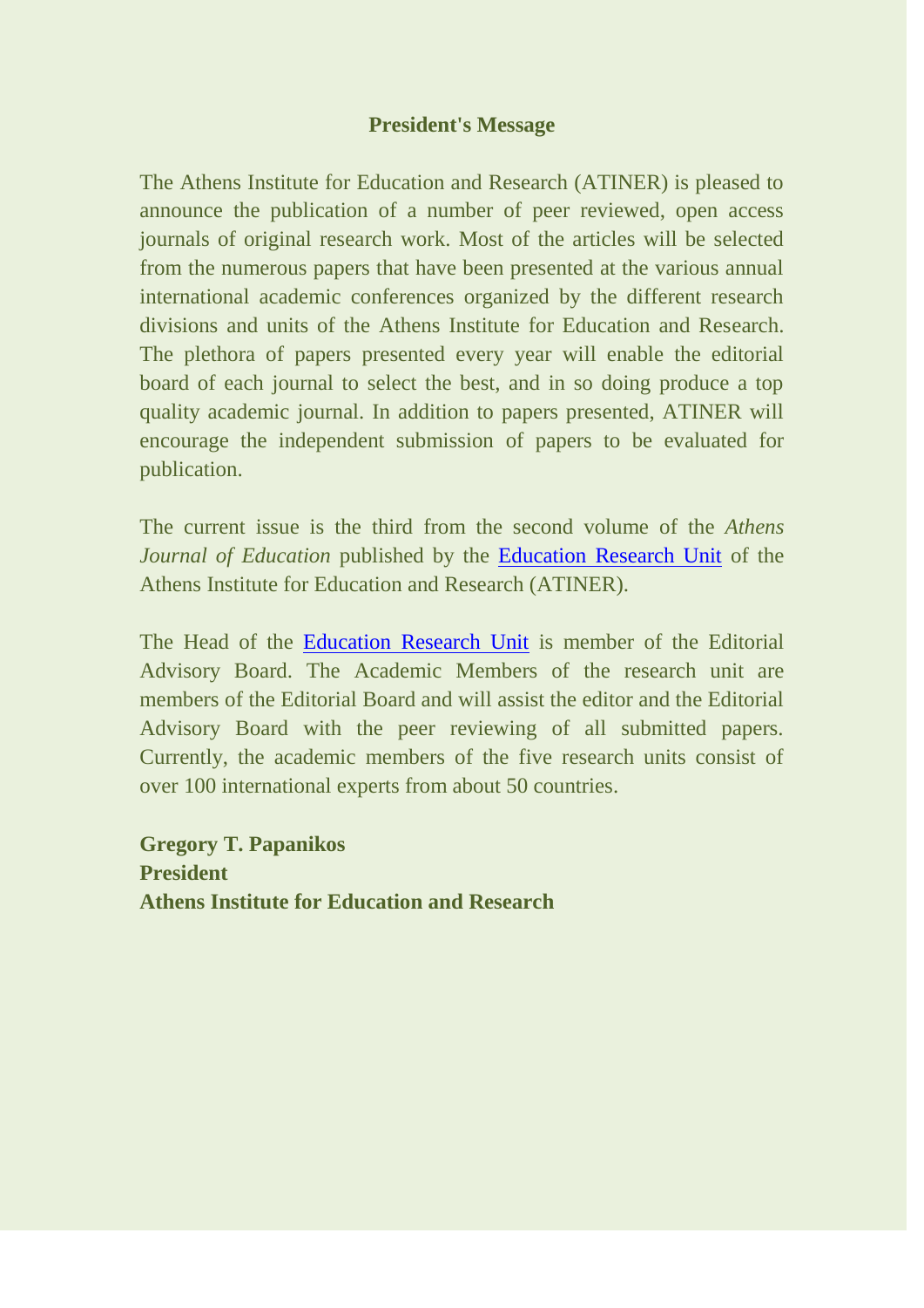# President's Message

The Athens Institute for Education and Research (ATINER) is pleased to announce the publication of a number of peer reviewed, open access journals of original research work. Most of the articles will be selected from the numerous papers that have been presented at the various annual international academic conferences organized by the different research divisions and units of the Athens Institute for Education and Research. The plethora of papers presented every year will enable the editorial board of each journal to select the best, and in so doing produce a top quality academic journal. In addition to papers presented, ATINER will encourage the independent submission of papers to be evaluated for publication.

The current issue is the third from the second volume of the *Athens Journal of Education* published by the Education Research Unit of the Athens Institute for Education and Research (ATINER).

The Head of the Education Research Unit is member of the Editorial Advisory Board. The Academic Members of the research unit are members of the Editorial Board and will assist the editor and the Editorial Advisory Board with the peer reviewing of all submitted papers. Currently, the academic members of the five research units consist of over 100 international experts from about 50 countries.

**Gregory T. Papanikos**
**President**
**Athens Institute for Education and Research**